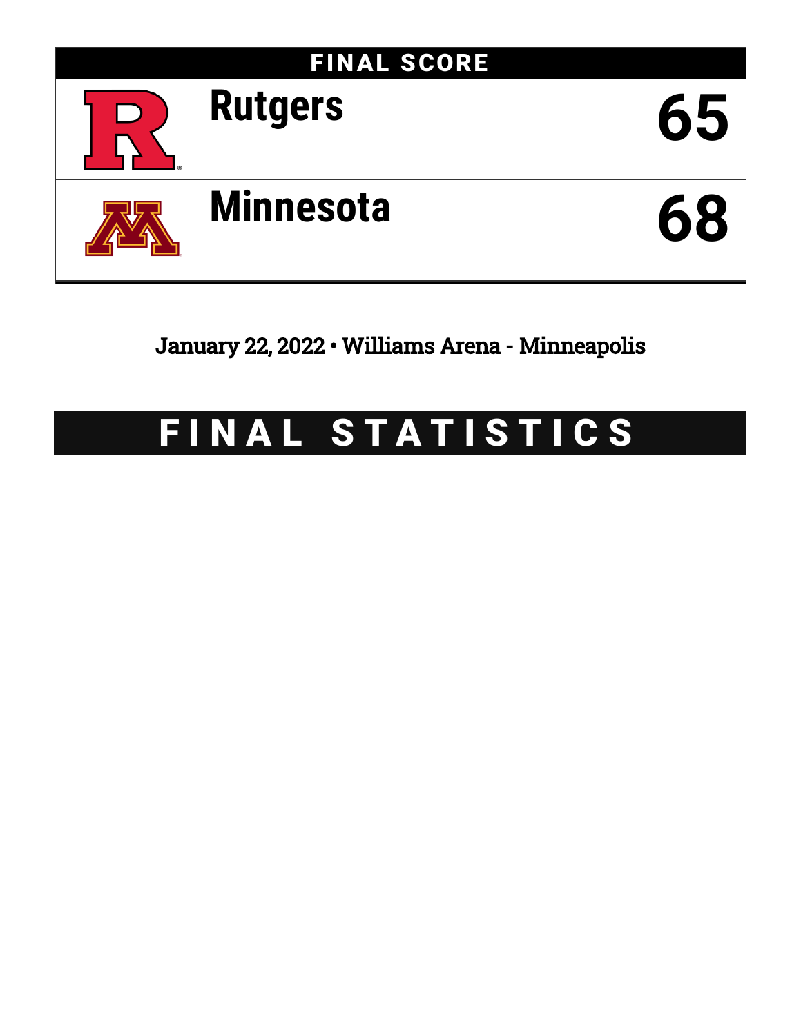## FINAL SCORE

| Team | Score |
|---|---|
| Rutgers | 65 |
| Minnesota | 68 |

January 22, 2022 • Williams Arena - Minneapolis

# FINAL STATISTICS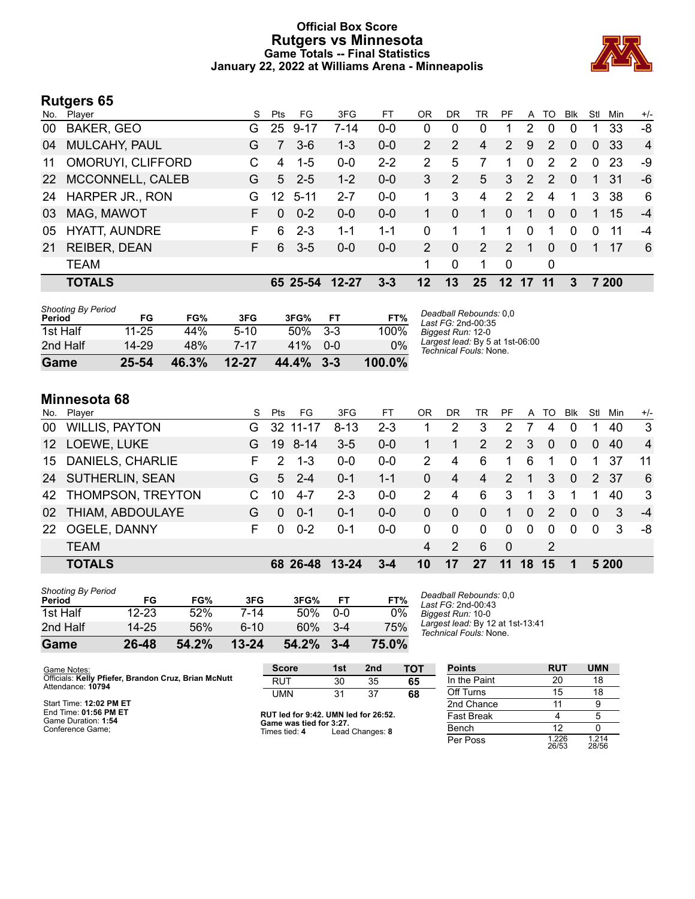# Official Box Score
# Rutgers vs Minnesota
### Game Totals -- Final Statistics
### January 22, 2022 at Williams Arena - Minneapolis

## Rutgers 65

| No. | Player | S | Pts | FG | 3FG | FT | OR | DR | TR | PF | A | TO | Blk | Stl | Min | +/- |
|---|---|---|---|---|---|---|---|---|---|---|---|---|---|---|---|---|
| 00 | BAKER, GEO | G | 25 | 9-17 | 7-14 | 0-0 | 0 | 0 | 0 | 1 | 2 | 0 | 0 | 1 | 33 | -8 |
| 04 | MULCAHY, PAUL | G | 7 | 3-6 | 1-3 | 0-0 | 2 | 2 | 4 | 2 | 9 | 2 | 0 | 0 | 33 | 4 |
| 11 | OMORUYI, CLIFFORD | C | 4 | 1-5 | 0-0 | 2-2 | 2 | 5 | 7 | 1 | 0 | 2 | 2 | 0 | 23 | -9 |
| 22 | MCCONNELL, CALEB | G | 5 | 2-5 | 1-2 | 0-0 | 3 | 2 | 5 | 3 | 2 | 2 | 0 | 1 | 31 | -6 |
| 24 | HARPER JR., RON | G | 12 | 5-11 | 2-7 | 0-0 | 1 | 3 | 4 | 2 | 2 | 4 | 1 | 3 | 38 | 6 |
| 03 | MAG, MAWOT | F | 0 | 0-2 | 0-0 | 0-0 | 1 | 0 | 1 | 0 | 1 | 0 | 0 | 1 | 15 | -4 |
| 05 | HYATT, AUNDRE | F | 6 | 2-3 | 1-1 | 1-1 | 0 | 1 | 1 | 1 | 0 | 1 | 0 | 0 | 11 | -4 |
| 21 | REIBER, DEAN | F | 6 | 3-5 | 0-0 | 0-0 | 2 | 0 | 2 | 2 | 1 | 0 | 0 | 1 | 17 | 6 |
| | TEAM | | | | | | 1 | 0 | 1 | 0 | | 0 | | | | |
| | **TOTALS** | | **65** | **25-54** | **12-27** | **3-3** | **12** | **13** | **25** | **12** | **17** | **11** | **3** | **7** | **200** | |

*Shooting By Period*

| Period | FG | FG% | 3FG | 3FG% | FT | FT% |
|---|---|---|---|---|---|---|
| 1st Half | 11-25 | 44% | 5-10 | 50% | 3-3 | 100% |
| 2nd Half | 14-29 | 48% | 7-17 | 41% | 0-0 | 0% |
| **Game** | **25-54** | **46.3%** | **12-27** | **44.4%** | **3-3** | **100.0%** |

*Deadball Rebounds:* 0,0
*Last FG:* 2nd-00:35
*Biggest Run:* 12-0
*Largest lead:* By 5 at 1st-06:00
*Technical Fouls:* None.

## Minnesota 68

| No. | Player | S | Pts | FG | 3FG | FT | OR | DR | TR | PF | A | TO | Blk | Stl | Min | +/- |
|---|---|---|---|---|---|---|---|---|---|---|---|---|---|---|---|---|
| 00 | WILLIS, PAYTON | G | 32 | 11-17 | 8-13 | 2-3 | 1 | 2 | 3 | 2 | 7 | 4 | 0 | 1 | 40 | 3 |
| 12 | LOEWE, LUKE | G | 19 | 8-14 | 3-5 | 0-0 | 1 | 1 | 2 | 2 | 3 | 0 | 0 | 0 | 40 | 4 |
| 15 | DANIELS, CHARLIE | F | 2 | 1-3 | 0-0 | 0-0 | 2 | 4 | 6 | 1 | 6 | 1 | 0 | 1 | 37 | 11 |
| 24 | SUTHERLIN, SEAN | G | 5 | 2-4 | 0-1 | 1-1 | 0 | 4 | 4 | 2 | 1 | 3 | 0 | 2 | 37 | 6 |
| 42 | THOMPSON, TREYTON | C | 10 | 4-7 | 2-3 | 0-0 | 2 | 4 | 6 | 3 | 1 | 3 | 1 | 1 | 40 | 3 |
| 02 | THIAM, ABDOULAYE | G | 0 | 0-1 | 0-1 | 0-0 | 0 | 0 | 0 | 1 | 0 | 2 | 0 | 0 | 3 | -4 |
| 22 | OGELE, DANNY | F | 0 | 0-2 | 0-1 | 0-0 | 0 | 0 | 0 | 0 | 0 | 0 | 0 | 0 | 3 | -8 |
| | TEAM | | | | | | 4 | 2 | 6 | 0 | | 2 | | | | |
| | **TOTALS** | | **68** | **26-48** | **13-24** | **3-4** | **10** | **17** | **27** | **11** | **18** | **15** | **1** | **5** | **200** | |

*Shooting By Period*

| Period | FG | FG% | 3FG | 3FG% | FT | FT% |
|---|---|---|---|---|---|---|
| 1st Half | 12-23 | 52% | 7-14 | 50% | 0-0 | 0% |
| 2nd Half | 14-25 | 56% | 6-10 | 60% | 3-4 | 75% |
| **Game** | **26-48** | **54.2%** | **13-24** | **54.2%** | **3-4** | **75.0%** |

*Deadball Rebounds:* 0,0
*Last FG:* 2nd-00:43
*Biggest Run:* 10-0
*Largest lead:* By 12 at 1st-13:41
*Technical Fouls:* None.

Game Notes:
Officials: **Kelly Pfiefer, Brandon Cruz, Brian McNutt**
Attendance: **10794**

Start Time: **12:02 PM ET**
End Time: **01:56 PM ET**
Game Duration: **1:54**
Conference Game;

| Score | 1st | 2nd | TOT |
|---|---|---|---|
| RUT | 30 | 35 | **65** |
| UMN | 31 | 37 | **68** |

**RUT led for 9:42. UMN led for 26:52. Game was tied for 3:27.**
Times tied: **4** Lead Changes: **8**

| Points | RUT | UMN |
|---|---|---|
| In the Paint | 20 | 18 |
| Off Turns | 15 | 18 |
| 2nd Chance | 11 | 9 |
| Fast Break | 4 | 5 |
| Bench | 12 | 0 |
| Per Poss | 1.226 26/53 | 1.214 28/56 |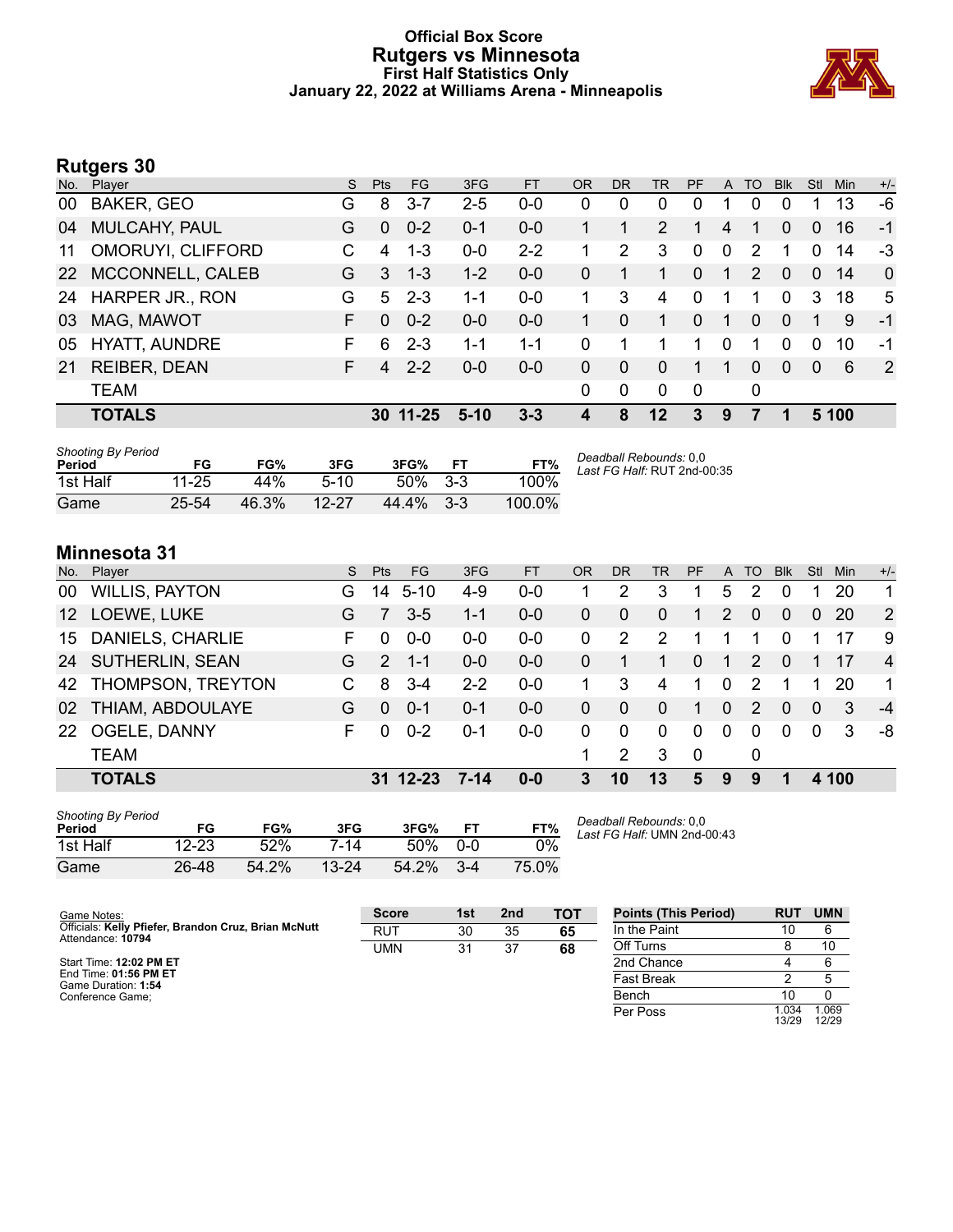# Official Box Score
## Rutgers vs Minnesota
### First Half Statistics Only
### January 22, 2022 at Williams Arena - Minneapolis

## Rutgers 30

| No. | Player | S | Pts | FG | 3FG | FT | OR | DR | TR | PF | A | TO | Blk | Stl | Min | +/- |
|---|---|---|---|---|---|---|---|---|---|---|---|---|---|---|---|---|
| 00 | BAKER, GEO | G | 8 | 3-7 | 2-5 | 0-0 | 0 | 0 | 0 | 0 | 1 | 0 | 0 | 1 | 13 | -6 |
| 04 | MULCAHY, PAUL | G | 0 | 0-2 | 0-1 | 0-0 | 1 | 1 | 2 | 1 | 4 | 1 | 0 | 0 | 16 | -1 |
| 11 | OMORUYI, CLIFFORD | C | 4 | 1-3 | 0-0 | 2-2 | 1 | 2 | 3 | 0 | 0 | 2 | 1 | 0 | 14 | -3 |
| 22 | MCCONNELL, CALEB | G | 3 | 1-3 | 1-2 | 0-0 | 0 | 1 | 1 | 0 | 1 | 2 | 0 | 0 | 14 | 0 |
| 24 | HARPER JR., RON | G | 5 | 2-3 | 1-1 | 0-0 | 1 | 3 | 4 | 0 | 1 | 1 | 0 | 3 | 18 | 5 |
| 03 | MAG, MAWOT | F | 0 | 0-2 | 0-0 | 0-0 | 1 | 0 | 1 | 0 | 1 | 0 | 0 | 1 | 9 | -1 |
| 05 | HYATT, AUNDRE | F | 6 | 2-3 | 1-1 | 1-1 | 0 | 1 | 1 | 1 | 0 | 1 | 0 | 0 | 10 | -1 |
| 21 | REIBER, DEAN | F | 4 | 2-2 | 0-0 | 0-0 | 0 | 0 | 0 | 1 | 1 | 0 | 0 | 0 | 6 | 2 |
| | TEAM | | | | | | 0 | 0 | 0 | 0 | | 0 | | | | |
| | **TOTALS** | | **30** | **11-25** | **5-10** | **3-3** | **4** | **8** | **12** | **3** | **9** | **7** | **1** | **5** | **100** | |

*Shooting By Period*

| Period | FG | FG% | 3FG | 3FG% | FT | FT% |
|---|---|---|---|---|---|---|
| 1st Half | 11-25 | 44% | 5-10 | 50% | 3-3 | 100% |
| Game | 25-54 | 46.3% | 12-27 | 44.4% | 3-3 | 100.0% |

*Deadball Rebounds:* 0,0
*Last FG Half:* RUT 2nd-00:35

## Minnesota 31

| No. | Player | S | Pts | FG | 3FG | FT | OR | DR | TR | PF | A | TO | Blk | Stl | Min | +/- |
|---|---|---|---|---|---|---|---|---|---|---|---|---|---|---|---|---|
| 00 | WILLIS, PAYTON | G | 14 | 5-10 | 4-9 | 0-0 | 1 | 2 | 3 | 1 | 5 | 2 | 0 | 1 | 20 | 1 |
| 12 | LOEWE, LUKE | G | 7 | 3-5 | 1-1 | 0-0 | 0 | 0 | 0 | 1 | 2 | 0 | 0 | 0 | 20 | 2 |
| 15 | DANIELS, CHARLIE | F | 0 | 0-0 | 0-0 | 0-0 | 0 | 2 | 2 | 1 | 1 | 1 | 0 | 1 | 17 | 9 |
| 24 | SUTHERLIN, SEAN | G | 2 | 1-1 | 0-0 | 0-0 | 0 | 1 | 1 | 0 | 1 | 2 | 0 | 1 | 17 | 4 |
| 42 | THOMPSON, TREYTON | C | 8 | 3-4 | 2-2 | 0-0 | 1 | 3 | 4 | 1 | 0 | 2 | 1 | 1 | 20 | 1 |
| 02 | THIAM, ABDOULAYE | G | 0 | 0-1 | 0-1 | 0-0 | 0 | 0 | 0 | 1 | 0 | 2 | 0 | 0 | 3 | -4 |
| 22 | OGELE, DANNY | F | 0 | 0-2 | 0-1 | 0-0 | 0 | 0 | 0 | 0 | 0 | 0 | 0 | 0 | 3 | -8 |
| | TEAM | | | | | | 1 | 2 | 3 | 0 | | 0 | | | | |
| | **TOTALS** | | **31** | **12-23** | **7-14** | **0-0** | **3** | **10** | **13** | **5** | **9** | **9** | **1** | **4** | **100** | |

*Shooting By Period*

| Period | FG | FG% | 3FG | 3FG% | FT | FT% |
|---|---|---|---|---|---|---|
| 1st Half | 12-23 | 52% | 7-14 | 50% | 0-0 | 0% |
| Game | 26-48 | 54.2% | 13-24 | 54.2% | 3-4 | 75.0% |

*Deadball Rebounds:* 0,0
*Last FG Half:* UMN 2nd-00:43

Game Notes:
Officials: **Kelly Pfiefer, Brandon Cruz, Brian McNutt**
Attendance: **10794**

Start Time: **12:02 PM ET**
End Time: **01:56 PM ET**
Game Duration: **1:54**
Conference Game;

| Score | 1st | 2nd | TOT |
|---|---|---|---|
| RUT | 30 | 35 | **65** |
| UMN | 31 | 37 | **68** |

| Points (This Period) | RUT | UMN |
|---|---|---|
| In the Paint | 10 | 6 |
| Off Turns | 8 | 10 |
| 2nd Chance | 4 | 6 |
| Fast Break | 2 | 5 |
| Bench | 10 | 0 |
| Per Poss | 1.034 13/29 | 1.069 12/29 |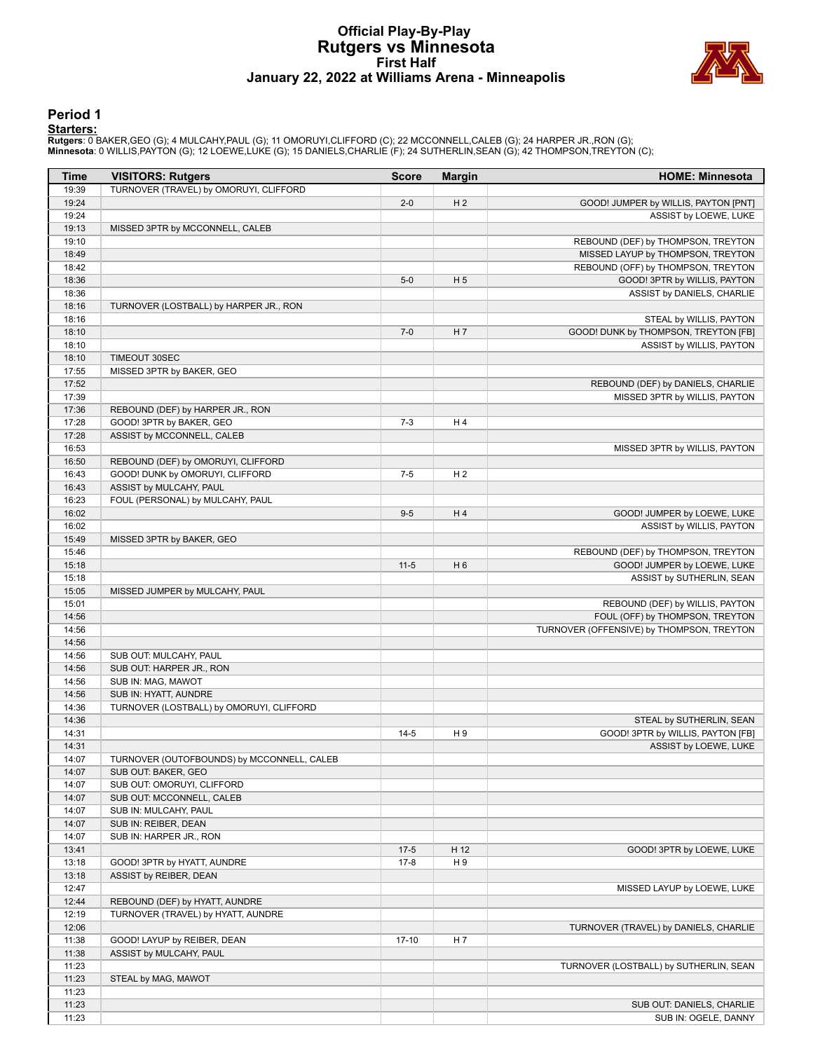# Official Play-By-Play
# Rutgers vs Minnesota
## First Half
## January 22, 2022 at Williams Arena - Minneapolis

### Period 1

**Starters:**

**Rutgers**: 0 BAKER,GEO (G); 4 MULCAHY,PAUL (G); 11 OMORUYI,CLIFFORD (C); 22 MCCONNELL,CALEB (G); 24 HARPER JR.,RON (G);
**Minnesota**: 0 WILLIS,PAYTON (G); 12 LOEWE,LUKE (G); 15 DANIELS,CHARLIE (F); 24 SUTHERLIN,SEAN (G); 42 THOMPSON,TREYTON (C);

| Time | VISITORS: Rutgers | Score | Margin | HOME: Minnesota |
|---|---|---|---|---|
| 19:39 | TURNOVER (TRAVEL) by OMORUYI, CLIFFORD | | | |
| 19:24 | | 2-0 | H 2 | GOOD! JUMPER by WILLIS, PAYTON [PNT] |
| 19:24 | | | | ASSIST by LOEWE, LUKE |
| 19:13 | MISSED 3PTR by MCCONNELL, CALEB | | | |
| 19:10 | | | | REBOUND (DEF) by THOMPSON, TREYTON |
| 18:49 | | | | MISSED LAYUP by THOMPSON, TREYTON |
| 18:42 | | | | REBOUND (OFF) by THOMPSON, TREYTON |
| 18:36 | | 5-0 | H 5 | GOOD! 3PTR by WILLIS, PAYTON |
| 18:36 | | | | ASSIST by DANIELS, CHARLIE |
| 18:16 | TURNOVER (LOSTBALL) by HARPER JR., RON | | | |
| 18:16 | | | | STEAL by WILLIS, PAYTON |
| 18:10 | | 7-0 | H 7 | GOOD! DUNK by THOMPSON, TREYTON [FB] |
| 18:10 | | | | ASSIST by WILLIS, PAYTON |
| 18:10 | TIMEOUT 30SEC | | | |
| 17:55 | MISSED 3PTR by BAKER, GEO | | | |
| 17:52 | | | | REBOUND (DEF) by DANIELS, CHARLIE |
| 17:39 | | | | MISSED 3PTR by WILLIS, PAYTON |
| 17:36 | REBOUND (DEF) by HARPER JR., RON | | | |
| 17:28 | GOOD! 3PTR by BAKER, GEO | 7-3 | H 4 | |
| 17:28 | ASSIST by MCCONNELL, CALEB | | | |
| 16:53 | | | | MISSED 3PTR by WILLIS, PAYTON |
| 16:50 | REBOUND (DEF) by OMORUYI, CLIFFORD | | | |
| 16:43 | GOOD! DUNK by OMORUYI, CLIFFORD | 7-5 | H 2 | |
| 16:43 | ASSIST by MULCAHY, PAUL | | | |
| 16:23 | FOUL (PERSONAL) by MULCAHY, PAUL | | | |
| 16:02 | | 9-5 | H 4 | GOOD! JUMPER by LOEWE, LUKE |
| 16:02 | | | | ASSIST by WILLIS, PAYTON |
| 15:49 | MISSED 3PTR by BAKER, GEO | | | |
| 15:46 | | | | REBOUND (DEF) by THOMPSON, TREYTON |
| 15:18 | | 11-5 | H 6 | GOOD! JUMPER by LOEWE, LUKE |
| 15:18 | | | | ASSIST by SUTHERLIN, SEAN |
| 15:05 | MISSED JUMPER by MULCAHY, PAUL | | | |
| 15:01 | | | | REBOUND (DEF) by WILLIS, PAYTON |
| 14:56 | | | | FOUL (OFF) by THOMPSON, TREYTON |
| 14:56 | | | | TURNOVER (OFFENSIVE) by THOMPSON, TREYTON |
| 14:56 | | | | |
| 14:56 | SUB OUT: MULCAHY, PAUL | | | |
| 14:56 | SUB OUT: HARPER JR., RON | | | |
| 14:56 | SUB IN: MAG, MAWOT | | | |
| 14:56 | SUB IN: HYATT, AUNDRE | | | |
| 14:36 | TURNOVER (LOSTBALL) by OMORUYI, CLIFFORD | | | |
| 14:36 | | | | STEAL by SUTHERLIN, SEAN |
| 14:31 | | 14-5 | H 9 | GOOD! 3PTR by WILLIS, PAYTON [FB] |
| 14:31 | | | | ASSIST by LOEWE, LUKE |
| 14:07 | TURNOVER (OUTOFBOUNDS) by MCCONNELL, CALEB | | | |
| 14:07 | SUB OUT: BAKER, GEO | | | |
| 14:07 | SUB OUT: OMORUYI, CLIFFORD | | | |
| 14:07 | SUB OUT: MCCONNELL, CALEB | | | |
| 14:07 | SUB IN: MULCAHY, PAUL | | | |
| 14:07 | SUB IN: REIBER, DEAN | | | |
| 14:07 | SUB IN: HARPER JR., RON | | | |
| 13:41 | | 17-5 | H 12 | GOOD! 3PTR by LOEWE, LUKE |
| 13:18 | GOOD! 3PTR by HYATT, AUNDRE | 17-8 | H 9 | |
| 13:18 | ASSIST by REIBER, DEAN | | | |
| 12:47 | | | | MISSED LAYUP by LOEWE, LUKE |
| 12:44 | REBOUND (DEF) by HYATT, AUNDRE | | | |
| 12:19 | TURNOVER (TRAVEL) by HYATT, AUNDRE | | | |
| 12:06 | | | | TURNOVER (TRAVEL) by DANIELS, CHARLIE |
| 11:38 | GOOD! LAYUP by REIBER, DEAN | 17-10 | H 7 | |
| 11:38 | ASSIST by MULCAHY, PAUL | | | |
| 11:23 | | | | TURNOVER (LOSTBALL) by SUTHERLIN, SEAN |
| 11:23 | STEAL by MAG, MAWOT | | | |
| 11:23 | | | | |
| 11:23 | | | | SUB OUT: DANIELS, CHARLIE |
| 11:23 | | | | SUB IN: OGELE, DANNY |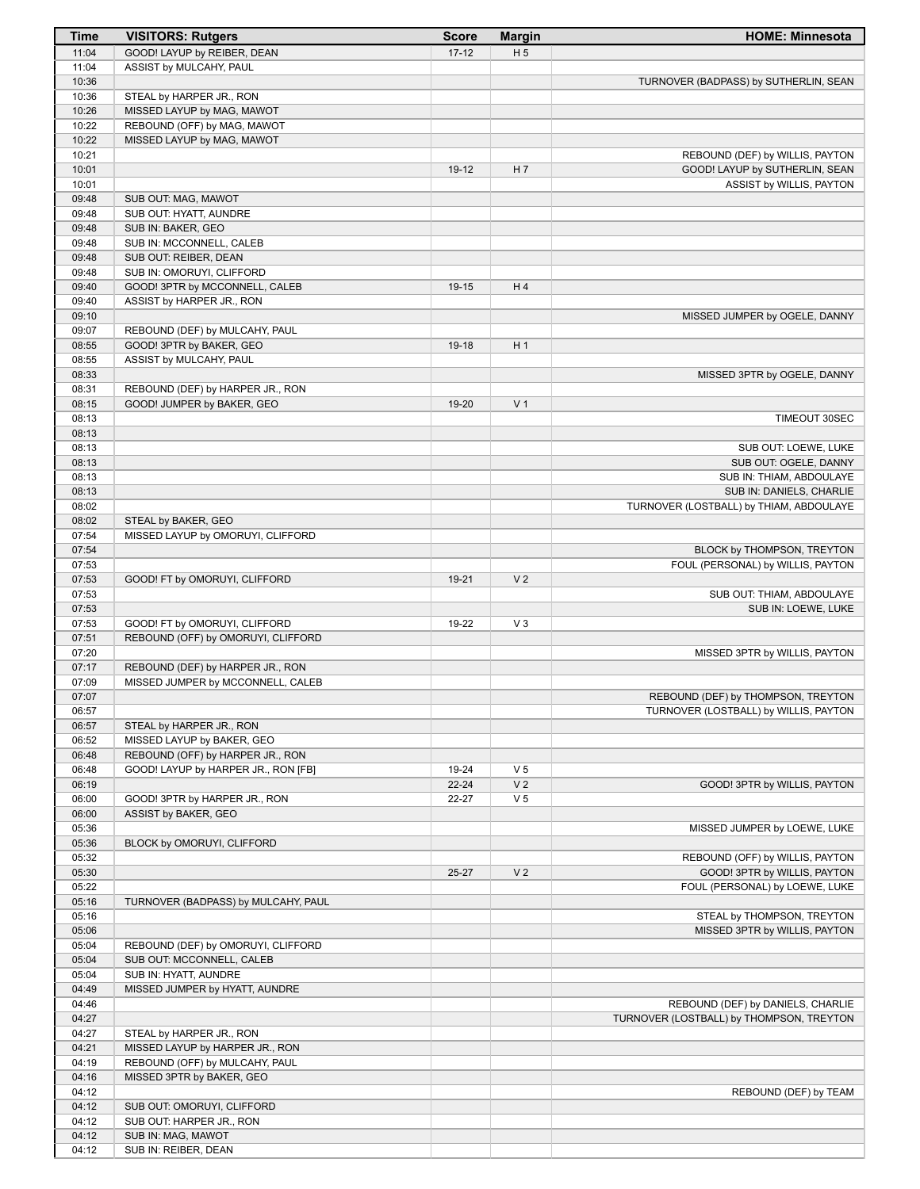| Time | VISITORS: Rutgers | Score | Margin | HOME: Minnesota |
|---|---|---|---|---|
| 11:04 | GOOD! LAYUP by REIBER, DEAN | 17-12 | H 5 | |
| 11:04 | ASSIST by MULCAHY, PAUL | | | |
| 10:36 | | | | TURNOVER (BADPASS) by SUTHERLIN, SEAN |
| 10:36 | STEAL by HARPER JR., RON | | | |
| 10:26 | MISSED LAYUP by MAG, MAWOT | | | |
| 10:22 | REBOUND (OFF) by MAG, MAWOT | | | |
| 10:22 | MISSED LAYUP by MAG, MAWOT | | | |
| 10:21 | | | | REBOUND (DEF) by WILLIS, PAYTON |
| 10:01 | | 19-12 | H 7 | GOOD! LAYUP by SUTHERLIN, SEAN |
| 10:01 | | | | ASSIST by WILLIS, PAYTON |
| 09:48 | SUB OUT: MAG, MAWOT | | | |
| 09:48 | SUB OUT: HYATT, AUNDRE | | | |
| 09:48 | SUB IN: BAKER, GEO | | | |
| 09:48 | SUB IN: MCCONNELL, CALEB | | | |
| 09:48 | SUB OUT: REIBER, DEAN | | | |
| 09:48 | SUB IN: OMORUYI, CLIFFORD | | | |
| 09:40 | GOOD! 3PTR by MCCONNELL, CALEB | 19-15 | H 4 | |
| 09:40 | ASSIST by HARPER JR., RON | | | |
| 09:10 | | | | MISSED JUMPER by OGELE, DANNY |
| 09:07 | REBOUND (DEF) by MULCAHY, PAUL | | | |
| 08:55 | GOOD! 3PTR by BAKER, GEO | 19-18 | H 1 | |
| 08:55 | ASSIST by MULCAHY, PAUL | | | |
| 08:33 | | | | MISSED 3PTR by OGELE, DANNY |
| 08:31 | REBOUND (DEF) by HARPER JR., RON | | | |
| 08:15 | GOOD! JUMPER by BAKER, GEO | 19-20 | V 1 | |
| 08:13 | | | | TIMEOUT 30SEC |
| 08:13 | | | | |
| 08:13 | | | | SUB OUT: LOEWE, LUKE |
| 08:13 | | | | SUB OUT: OGELE, DANNY |
| 08:13 | | | | SUB IN: THIAM, ABDOULAYE |
| 08:13 | | | | SUB IN: DANIELS, CHARLIE |
| 08:02 | | | | TURNOVER (LOSTBALL) by THIAM, ABDOULAYE |
| 08:02 | STEAL by BAKER, GEO | | | |
| 07:54 | MISSED LAYUP by OMORUYI, CLIFFORD | | | |
| 07:54 | | | | BLOCK by THOMPSON, TREYTON |
| 07:53 | | | | FOUL (PERSONAL) by WILLIS, PAYTON |
| 07:53 | GOOD! FT by OMORUYI, CLIFFORD | 19-21 | V 2 | |
| 07:53 | | | | SUB OUT: THIAM, ABDOULAYE |
| 07:53 | | | | SUB IN: LOEWE, LUKE |
| 07:53 | GOOD! FT by OMORUYI, CLIFFORD | 19-22 | V 3 | |
| 07:51 | REBOUND (OFF) by OMORUYI, CLIFFORD | | | |
| 07:20 | | | | MISSED 3PTR by WILLIS, PAYTON |
| 07:17 | REBOUND (DEF) by HARPER JR., RON | | | |
| 07:09 | MISSED JUMPER by MCCONNELL, CALEB | | | |
| 07:07 | | | | REBOUND (DEF) by THOMPSON, TREYTON |
| 06:57 | | | | TURNOVER (LOSTBALL) by WILLIS, PAYTON |
| 06:57 | STEAL by HARPER JR., RON | | | |
| 06:52 | MISSED LAYUP by BAKER, GEO | | | |
| 06:48 | REBOUND (OFF) by HARPER JR., RON | | | |
| 06:48 | GOOD! LAYUP by HARPER JR., RON [FB] | 19-24 | V 5 | |
| 06:19 | | 22-24 | V 2 | GOOD! 3PTR by WILLIS, PAYTON |
| 06:00 | GOOD! 3PTR by HARPER JR., RON | 22-27 | V 5 | |
| 06:00 | ASSIST by BAKER, GEO | | | |
| 05:36 | | | | MISSED JUMPER by LOEWE, LUKE |
| 05:36 | BLOCK by OMORUYI, CLIFFORD | | | |
| 05:32 | | | | REBOUND (OFF) by WILLIS, PAYTON |
| 05:30 | | 25-27 | V 2 | GOOD! 3PTR by WILLIS, PAYTON |
| 05:22 | | | | FOUL (PERSONAL) by LOEWE, LUKE |
| 05:16 | TURNOVER (BADPASS) by MULCAHY, PAUL | | | |
| 05:16 | | | | STEAL by THOMPSON, TREYTON |
| 05:06 | | | | MISSED 3PTR by WILLIS, PAYTON |
| 05:04 | REBOUND (DEF) by OMORUYI, CLIFFORD | | | |
| 05:04 | SUB OUT: MCCONNELL, CALEB | | | |
| 05:04 | SUB IN: HYATT, AUNDRE | | | |
| 04:49 | MISSED JUMPER by HYATT, AUNDRE | | | |
| 04:46 | | | | REBOUND (DEF) by DANIELS, CHARLIE |
| 04:27 | | | | TURNOVER (LOSTBALL) by THOMPSON, TREYTON |
| 04:27 | STEAL by HARPER JR., RON | | | |
| 04:21 | MISSED LAYUP by HARPER JR., RON | | | |
| 04:19 | REBOUND (OFF) by MULCAHY, PAUL | | | |
| 04:16 | MISSED 3PTR by BAKER, GEO | | | |
| 04:12 | | | | REBOUND (DEF) by TEAM |
| 04:12 | SUB OUT: OMORUYI, CLIFFORD | | | |
| 04:12 | SUB OUT: HARPER JR., RON | | | |
| 04:12 | SUB IN: MAG, MAWOT | | | |
| 04:12 | SUB IN: REIBER, DEAN | | | |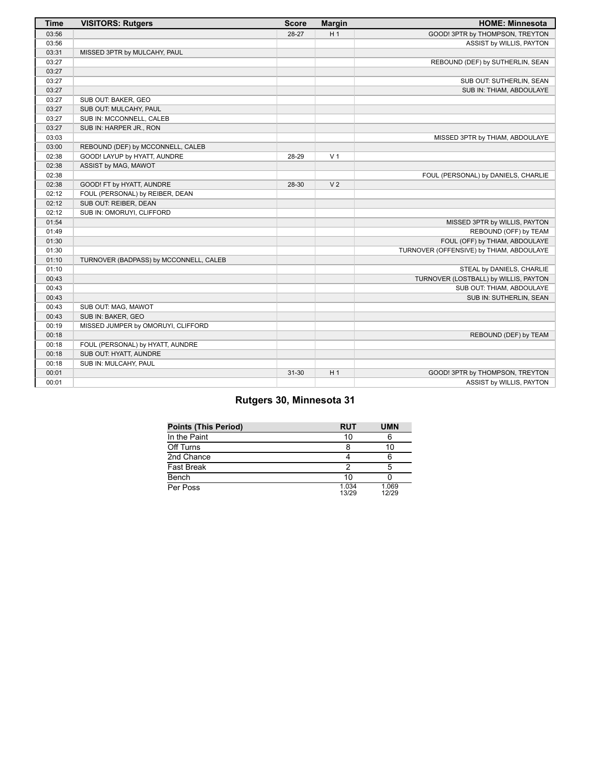| Time | VISITORS: Rutgers | Score | Margin | HOME: Minnesota |
|---|---|---|---|---|
| 03:56 | | 28-27 | H 1 | GOOD! 3PTR by THOMPSON, TREYTON |
| 03:56 | | | | ASSIST by WILLIS, PAYTON |
| 03:31 | MISSED 3PTR by MULCAHY, PAUL | | | |
| 03:27 | | | | REBOUND (DEF) by SUTHERLIN, SEAN |
| 03:27 | | | | |
| 03:27 | | | | SUB OUT: SUTHERLIN, SEAN |
| 03:27 | | | | SUB IN: THIAM, ABDOULAYE |
| 03:27 | SUB OUT: BAKER, GEO | | | |
| 03:27 | SUB OUT: MULCAHY, PAUL | | | |
| 03:27 | SUB IN: MCCONNELL, CALEB | | | |
| 03:27 | SUB IN: HARPER JR., RON | | | |
| 03:03 | | | | MISSED 3PTR by THIAM, ABDOULAYE |
| 03:00 | REBOUND (DEF) by MCCONNELL, CALEB | | | |
| 02:38 | GOOD! LAYUP by HYATT, AUNDRE | 28-29 | V 1 | |
| 02:38 | ASSIST by MAG, MAWOT | | | |
| 02:38 | | | | FOUL (PERSONAL) by DANIELS, CHARLIE |
| 02:38 | GOOD! FT by HYATT, AUNDRE | 28-30 | V 2 | |
| 02:12 | FOUL (PERSONAL) by REIBER, DEAN | | | |
| 02:12 | SUB OUT: REIBER, DEAN | | | |
| 02:12 | SUB IN: OMORUYI, CLIFFORD | | | |
| 01:54 | | | | MISSED 3PTR by WILLIS, PAYTON |
| 01:49 | | | | REBOUND (OFF) by TEAM |
| 01:30 | | | | FOUL (OFF) by THIAM, ABDOULAYE |
| 01:30 | | | | TURNOVER (OFFENSIVE) by THIAM, ABDOULAYE |
| 01:10 | TURNOVER (BADPASS) by MCCONNELL, CALEB | | | |
| 01:10 | | | | STEAL by DANIELS, CHARLIE |
| 00:43 | | | | TURNOVER (LOSTBALL) by WILLIS, PAYTON |
| 00:43 | | | | SUB OUT: THIAM, ABDOULAYE |
| 00:43 | | | | SUB IN: SUTHERLIN, SEAN |
| 00:43 | SUB OUT: MAG, MAWOT | | | |
| 00:43 | SUB IN: BAKER, GEO | | | |
| 00:19 | MISSED JUMPER by OMORUYI, CLIFFORD | | | |
| 00:18 | | | | REBOUND (DEF) by TEAM |
| 00:18 | FOUL (PERSONAL) by HYATT, AUNDRE | | | |
| 00:18 | SUB OUT: HYATT, AUNDRE | | | |
| 00:18 | SUB IN: MULCAHY, PAUL | | | |
| 00:01 | | 31-30 | H 1 | GOOD! 3PTR by THOMPSON, TREYTON |
| 00:01 | | | | ASSIST by WILLIS, PAYTON |

## Rutgers 30, Minnesota 31

| Points (This Period) | RUT | UMN |
|---|---|---|
| In the Paint | 10 | 6 |
| Off Turns | 8 | 10 |
| 2nd Chance | 4 | 6 |
| Fast Break | 2 | 5 |
| Bench | 10 | 0 |
| Per Poss | 1.034 13/29 | 1.069 12/29 |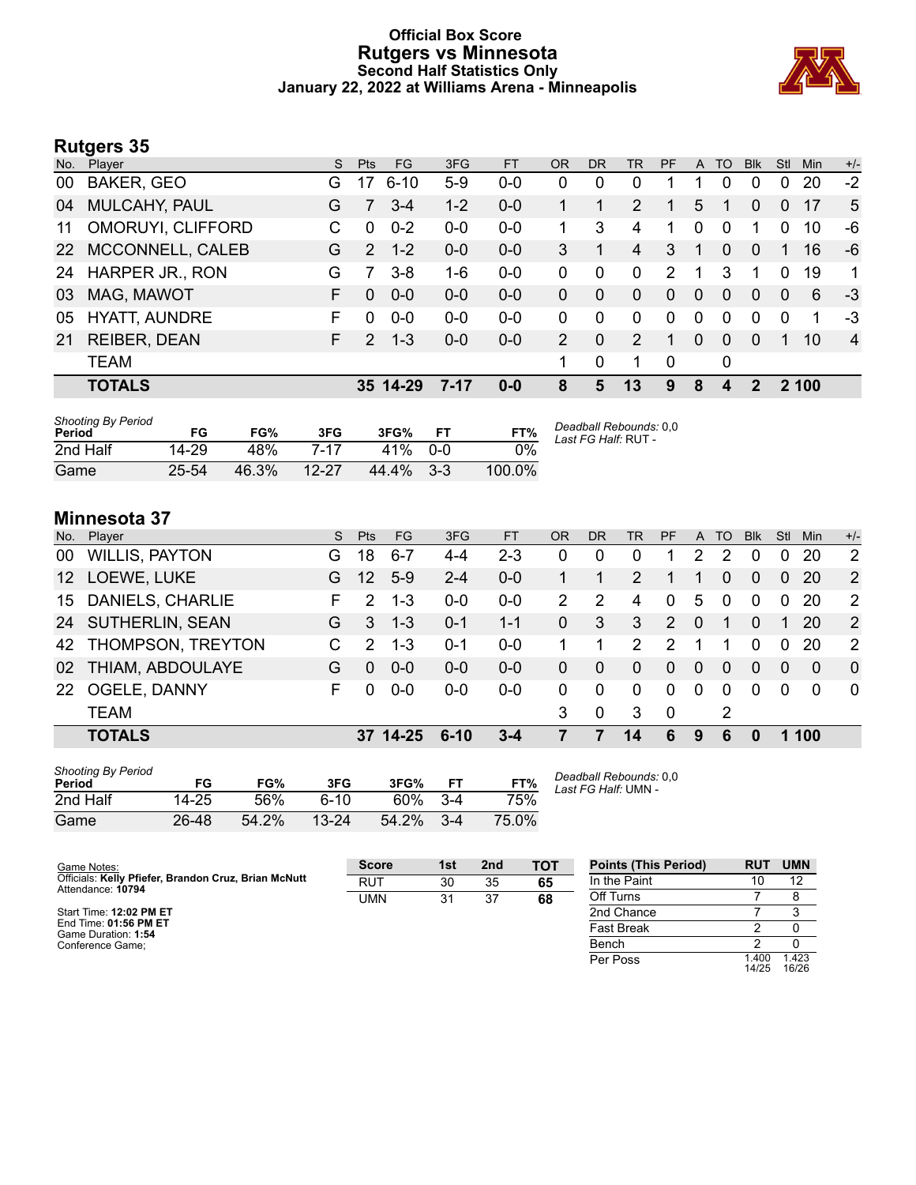# Official Box Score
## Rutgers vs Minnesota
### Second Half Statistics Only
### January 22, 2022 at Williams Arena - Minneapolis

## Rutgers 35

| No. | Player | S | Pts | FG | 3FG | FT | OR | DR | TR | PF | A | TO | Blk | Stl | Min | +/- |
|---|---|---|---|---|---|---|---|---|---|---|---|---|---|---|---|---|
| 00 | BAKER, GEO | G | 17 | 6-10 | 5-9 | 0-0 | 0 | 0 | 0 | 1 | 1 | 0 | 0 | 0 | 20 | -2 |
| 04 | MULCAHY, PAUL | G | 7 | 3-4 | 1-2 | 0-0 | 1 | 1 | 2 | 1 | 5 | 1 | 0 | 0 | 17 | 5 |
| 11 | OMORUYI, CLIFFORD | C | 0 | 0-2 | 0-0 | 0-0 | 1 | 3 | 4 | 1 | 0 | 0 | 1 | 0 | 10 | -6 |
| 22 | MCCONNELL, CALEB | G | 2 | 1-2 | 0-0 | 0-0 | 3 | 1 | 4 | 3 | 1 | 0 | 0 | 1 | 16 | -6 |
| 24 | HARPER JR., RON | G | 7 | 3-8 | 1-6 | 0-0 | 0 | 0 | 0 | 2 | 1 | 3 | 1 | 0 | 19 | 1 |
| 03 | MAG, MAWOT | F | 0 | 0-0 | 0-0 | 0-0 | 0 | 0 | 0 | 0 | 0 | 0 | 0 | 0 | 6 | -3 |
| 05 | HYATT, AUNDRE | F | 0 | 0-0 | 0-0 | 0-0 | 0 | 0 | 0 | 0 | 0 | 0 | 0 | 0 | 1 | -3 |
| 21 | REIBER, DEAN | F | 2 | 1-3 | 0-0 | 0-0 | 2 | 0 | 2 | 1 | 0 | 0 | 0 | 1 | 10 | 4 |
| | TEAM | | | | | | 1 | 0 | 1 | 0 | | 0 | | | | |
| | **TOTALS** | | **35** | **14-29** | **7-17** | **0-0** | **8** | **5** | **13** | **9** | **8** | **4** | **2** | **2** | **100** | |

*Shooting By Period*

| Period | FG | FG% | 3FG | 3FG% | FT | FT% |
|---|---|---|---|---|---|---|
| 2nd Half | 14-29 | 48% | 7-17 | 41% | 0-0 | 0% |
| Game | 25-54 | 46.3% | 12-27 | 44.4% | 3-3 | 100.0% |

*Deadball Rebounds:* 0,0
*Last FG Half:* RUT -

## Minnesota 37

| No. | Player | S | Pts | FG | 3FG | FT | OR | DR | TR | PF | A | TO | Blk | Stl | Min | +/- |
|---|---|---|---|---|---|---|---|---|---|---|---|---|---|---|---|---|
| 00 | WILLIS, PAYTON | G | 18 | 6-7 | 4-4 | 2-3 | 0 | 0 | 0 | 1 | 2 | 2 | 0 | 0 | 20 | 2 |
| 12 | LOEWE, LUKE | G | 12 | 5-9 | 2-4 | 0-0 | 1 | 1 | 2 | 1 | 1 | 0 | 0 | 0 | 20 | 2 |
| 15 | DANIELS, CHARLIE | F | 2 | 1-3 | 0-0 | 0-0 | 2 | 2 | 4 | 0 | 5 | 0 | 0 | 0 | 20 | 2 |
| 24 | SUTHERLIN, SEAN | G | 3 | 1-3 | 0-1 | 1-1 | 0 | 3 | 3 | 2 | 0 | 1 | 0 | 1 | 20 | 2 |
| 42 | THOMPSON, TREYTON | C | 2 | 1-3 | 0-1 | 0-0 | 1 | 1 | 2 | 2 | 1 | 1 | 0 | 0 | 20 | 2 |
| 02 | THIAM, ABDOULAYE | G | 0 | 0-0 | 0-0 | 0-0 | 0 | 0 | 0 | 0 | 0 | 0 | 0 | 0 | 0 | 0 |
| 22 | OGELE, DANNY | F | 0 | 0-0 | 0-0 | 0-0 | 0 | 0 | 0 | 0 | 0 | 0 | 0 | 0 | 0 | 0 |
| | TEAM | | | | | | 3 | 0 | 3 | 0 | | 2 | | | | |
| | **TOTALS** | | **37** | **14-25** | **6-10** | **3-4** | **7** | **7** | **14** | **6** | **9** | **6** | **0** | **1** | **100** | |

*Shooting By Period*

| Period | FG | FG% | 3FG | 3FG% | FT | FT% |
|---|---|---|---|---|---|---|
| 2nd Half | 14-25 | 56% | 6-10 | 60% | 3-4 | 75% |
| Game | 26-48 | 54.2% | 13-24 | 54.2% | 3-4 | 75.0% |

*Deadball Rebounds:* 0,0
*Last FG Half:* UMN -

Game Notes:
Officials: **Kelly Pfiefer, Brandon Cruz, Brian McNutt**
Attendance: **10794**

Start Time: **12:02 PM ET**
End Time: **01:56 PM ET**
Game Duration: **1:54**
Conference Game;

| Score | 1st | 2nd | TOT |
|---|---|---|---|
| RUT | 30 | 35 | **65** |
| UMN | 31 | 37 | **68** |

| Points (This Period) | RUT | UMN |
|---|---|---|
| In the Paint | 10 | 12 |
| Off Turns | 7 | 8 |
| 2nd Chance | 7 | 3 |
| Fast Break | 2 | 0 |
| Bench | 2 | 0 |
| Per Poss | 1.400 14/25 | 1.423 16/26 |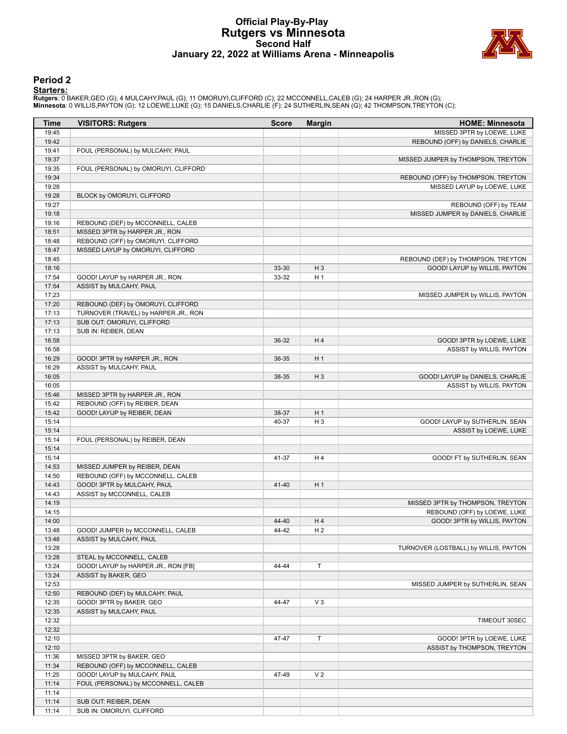# Official Play-By-Play
## Rutgers vs Minnesota
### Second Half
### January 22, 2022 at Williams Arena - Minneapolis

## Period 2

**Starters:**

**Rutgers**: 0 BAKER,GEO (G); 4 MULCAHY,PAUL (G); 11 OMORUYI,CLIFFORD (C); 22 MCCONNELL,CALEB (G); 24 HARPER JR.,RON (G);
**Minnesota**: 0 WILLIS,PAYTON (G); 12 LOEWE,LUKE (G); 15 DANIELS,CHARLIE (F); 24 SUTHERLIN,SEAN (G); 42 THOMPSON,TREYTON (C);

| Time | VISITORS: Rutgers | Score | Margin | HOME: Minnesota |
|---|---|---|---|---|
| 19:45 | | | | MISSED 3PTR by LOEWE, LUKE |
| 19:42 | | | | REBOUND (OFF) by DANIELS, CHARLIE |
| 19:41 | FOUL (PERSONAL) by MULCAHY, PAUL | | | |
| 19:37 | | | | MISSED JUMPER by THOMPSON, TREYTON |
| 19:35 | FOUL (PERSONAL) by OMORUYI, CLIFFORD | | | |
| 19:34 | | | | REBOUND (OFF) by THOMPSON, TREYTON |
| 19:28 | | | | MISSED LAYUP by LOEWE, LUKE |
| 19:28 | BLOCK by OMORUYI, CLIFFORD | | | |
| 19:27 | | | | REBOUND (OFF) by TEAM |
| 19:18 | | | | MISSED JUMPER by DANIELS, CHARLIE |
| 19:16 | REBOUND (DEF) by MCCONNELL, CALEB | | | |
| 18:51 | MISSED 3PTR by HARPER JR., RON | | | |
| 18:48 | REBOUND (OFF) by OMORUYI, CLIFFORD | | | |
| 18:47 | MISSED LAYUP by OMORUYI, CLIFFORD | | | |
| 18:45 | | | | REBOUND (DEF) by THOMPSON, TREYTON |
| 18:16 | | 33-30 | H 3 | GOOD! LAYUP by WILLIS, PAYTON |
| 17:54 | GOOD! LAYUP by HARPER JR., RON | 33-32 | H 1 | |
| 17:54 | ASSIST by MULCAHY, PAUL | | | |
| 17:23 | | | | MISSED JUMPER by WILLIS, PAYTON |
| 17:20 | REBOUND (DEF) by OMORUYI, CLIFFORD | | | |
| 17:13 | TURNOVER (TRAVEL) by HARPER JR., RON | | | |
| 17:13 | SUB OUT: OMORUYI, CLIFFORD | | | |
| 17:13 | SUB IN: REIBER, DEAN | | | |
| 16:58 | | 36-32 | H 4 | GOOD! 3PTR by LOEWE, LUKE |
| 16:58 | | | | ASSIST by WILLIS, PAYTON |
| 16:29 | GOOD! 3PTR by HARPER JR., RON | 36-35 | H 1 | |
| 16:29 | ASSIST by MULCAHY, PAUL | | | |
| 16:05 | | 38-35 | H 3 | GOOD! LAYUP by DANIELS, CHARLIE |
| 16:05 | | | | ASSIST by WILLIS, PAYTON |
| 15:46 | MISSED 3PTR by HARPER JR., RON | | | |
| 15:42 | REBOUND (OFF) by REIBER, DEAN | | | |
| 15:42 | GOOD! LAYUP by REIBER, DEAN | 38-37 | H 1 | |
| 15:14 | | 40-37 | H 3 | GOOD! LAYUP by SUTHERLIN, SEAN |
| 15:14 | | | | ASSIST by LOEWE, LUKE |
| 15:14 | FOUL (PERSONAL) by REIBER, DEAN | | | |
| 15:14 | | | | |
| 15:14 | | 41-37 | H 4 | GOOD! FT by SUTHERLIN, SEAN |
| 14:53 | MISSED JUMPER by REIBER, DEAN | | | |
| 14:50 | REBOUND (OFF) by MCCONNELL, CALEB | | | |
| 14:43 | GOOD! 3PTR by MULCAHY, PAUL | 41-40 | H 1 | |
| 14:43 | ASSIST by MCCONNELL, CALEB | | | |
| 14:19 | | | | MISSED 3PTR by THOMPSON, TREYTON |
| 14:15 | | | | REBOUND (OFF) by LOEWE, LUKE |
| 14:00 | | 44-40 | H 4 | GOOD! 3PTR by WILLIS, PAYTON |
| 13:48 | GOOD! JUMPER by MCCONNELL, CALEB | 44-42 | H 2 | |
| 13:48 | ASSIST by MULCAHY, PAUL | | | |
| 13:28 | | | | TURNOVER (LOSTBALL) by WILLIS, PAYTON |
| 13:28 | STEAL by MCCONNELL, CALEB | | | |
| 13:24 | GOOD! LAYUP by HARPER JR., RON [FB] | 44-44 | T | |
| 13:24 | ASSIST by BAKER, GEO | | | |
| 12:53 | | | | MISSED JUMPER by SUTHERLIN, SEAN |
| 12:50 | REBOUND (DEF) by MULCAHY, PAUL | | | |
| 12:35 | GOOD! 3PTR by BAKER, GEO | 44-47 | V 3 | |
| 12:35 | ASSIST by MULCAHY, PAUL | | | |
| 12:32 | | | | TIMEOUT 30SEC |
| 12:32 | | | | |
| 12:10 | | 47-47 | T | GOOD! 3PTR by LOEWE, LUKE |
| 12:10 | | | | ASSIST by THOMPSON, TREYTON |
| 11:36 | MISSED 3PTR by BAKER, GEO | | | |
| 11:34 | REBOUND (OFF) by MCCONNELL, CALEB | | | |
| 11:25 | GOOD! LAYUP by MULCAHY, PAUL | 47-49 | V 2 | |
| 11:14 | FOUL (PERSONAL) by MCCONNELL, CALEB | | | |
| 11:14 | | | | |
| 11:14 | SUB OUT: REIBER, DEAN | | | |
| 11:14 | SUB IN: OMORUYI, CLIFFORD | | | |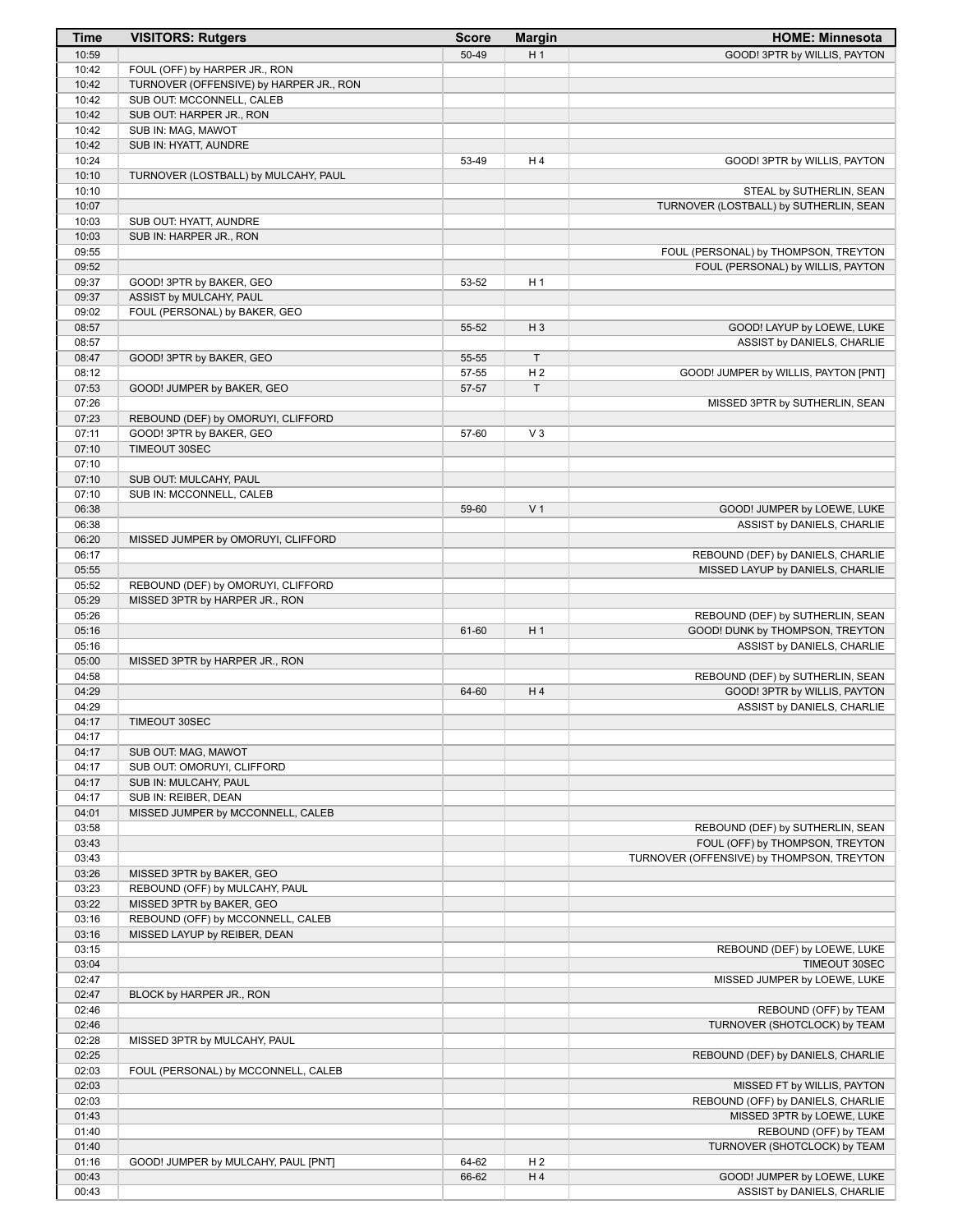| Time | VISITORS: Rutgers | Score | Margin | HOME: Minnesota |
|---|---|---|---|---|
| 10:59 | | 50-49 | H 1 | GOOD! 3PTR by WILLIS, PAYTON |
| 10:42 | FOUL (OFF) by HARPER JR., RON | | | |
| 10:42 | TURNOVER (OFFENSIVE) by HARPER JR., RON | | | |
| 10:42 | SUB OUT: MCCONNELL, CALEB | | | |
| 10:42 | SUB OUT: HARPER JR., RON | | | |
| 10:42 | SUB IN: MAG, MAWOT | | | |
| 10:42 | SUB IN: HYATT, AUNDRE | | | |
| 10:24 | | 53-49 | H 4 | GOOD! 3PTR by WILLIS, PAYTON |
| 10:10 | TURNOVER (LOSTBALL) by MULCAHY, PAUL | | | |
| 10:10 | | | | STEAL by SUTHERLIN, SEAN |
| 10:07 | | | | TURNOVER (LOSTBALL) by SUTHERLIN, SEAN |
| 10:03 | SUB OUT: HYATT, AUNDRE | | | |
| 10:03 | SUB IN: HARPER JR., RON | | | |
| 09:55 | | | | FOUL (PERSONAL) by THOMPSON, TREYTON |
| 09:52 | | | | FOUL (PERSONAL) by WILLIS, PAYTON |
| 09:37 | GOOD! 3PTR by BAKER, GEO | 53-52 | H 1 | |
| 09:37 | ASSIST by MULCAHY, PAUL | | | |
| 09:02 | FOUL (PERSONAL) by BAKER, GEO | | | |
| 08:57 | | 55-52 | H 3 | GOOD! LAYUP by LOEWE, LUKE |
| 08:57 | | | | ASSIST by DANIELS, CHARLIE |
| 08:47 | GOOD! 3PTR by BAKER, GEO | 55-55 | T | |
| 08:12 | | 57-55 | H 2 | GOOD! JUMPER by WILLIS, PAYTON [PNT] |
| 07:53 | GOOD! JUMPER by BAKER, GEO | 57-57 | T | |
| 07:26 | | | | MISSED 3PTR by SUTHERLIN, SEAN |
| 07:23 | REBOUND (DEF) by OMORUYI, CLIFFORD | | | |
| 07:11 | GOOD! 3PTR by BAKER, GEO | 57-60 | V 3 | |
| 07:10 | TIMEOUT 30SEC | | | |
| 07:10 | | | | |
| 07:10 | SUB OUT: MULCAHY, PAUL | | | |
| 07:10 | SUB IN: MCCONNELL, CALEB | | | |
| 06:38 | | 59-60 | V 1 | GOOD! JUMPER by LOEWE, LUKE |
| 06:38 | | | | ASSIST by DANIELS, CHARLIE |
| 06:20 | MISSED JUMPER by OMORUYI, CLIFFORD | | | |
| 06:17 | | | | REBOUND (DEF) by DANIELS, CHARLIE |
| 05:55 | | | | MISSED LAYUP by DANIELS, CHARLIE |
| 05:52 | REBOUND (DEF) by OMORUYI, CLIFFORD | | | |
| 05:29 | MISSED 3PTR by HARPER JR., RON | | | |
| 05:26 | | | | REBOUND (DEF) by SUTHERLIN, SEAN |
| 05:16 | | 61-60 | H 1 | GOOD! DUNK by THOMPSON, TREYTON |
| 05:16 | | | | ASSIST by DANIELS, CHARLIE |
| 05:00 | MISSED 3PTR by HARPER JR., RON | | | |
| 04:58 | | | | REBOUND (DEF) by SUTHERLIN, SEAN |
| 04:29 | | 64-60 | H 4 | GOOD! 3PTR by WILLIS, PAYTON |
| 04:29 | | | | ASSIST by DANIELS, CHARLIE |
| 04:17 | TIMEOUT 30SEC | | | |
| 04:17 | | | | |
| 04:17 | SUB OUT: MAG, MAWOT | | | |
| 04:17 | SUB OUT: OMORUYI, CLIFFORD | | | |
| 04:17 | SUB IN: MULCAHY, PAUL | | | |
| 04:17 | SUB IN: REIBER, DEAN | | | |
| 04:01 | MISSED JUMPER by MCCONNELL, CALEB | | | |
| 03:58 | | | | REBOUND (DEF) by SUTHERLIN, SEAN |
| 03:43 | | | | FOUL (OFF) by THOMPSON, TREYTON |
| 03:43 | | | | TURNOVER (OFFENSIVE) by THOMPSON, TREYTON |
| 03:26 | MISSED 3PTR by BAKER, GEO | | | |
| 03:23 | REBOUND (OFF) by MULCAHY, PAUL | | | |
| 03:22 | MISSED 3PTR by BAKER, GEO | | | |
| 03:16 | REBOUND (OFF) by MCCONNELL, CALEB | | | |
| 03:16 | MISSED LAYUP by REIBER, DEAN | | | |
| 03:15 | | | | REBOUND (DEF) by LOEWE, LUKE |
| 03:04 | | | | TIMEOUT 30SEC |
| 02:47 | | | | MISSED JUMPER by LOEWE, LUKE |
| 02:47 | BLOCK by HARPER JR., RON | | | |
| 02:46 | | | | REBOUND (OFF) by TEAM |
| 02:46 | | | | TURNOVER (SHOTCLOCK) by TEAM |
| 02:28 | MISSED 3PTR by MULCAHY, PAUL | | | |
| 02:25 | | | | REBOUND (DEF) by DANIELS, CHARLIE |
| 02:03 | FOUL (PERSONAL) by MCCONNELL, CALEB | | | |
| 02:03 | | | | MISSED FT by WILLIS, PAYTON |
| 02:03 | | | | REBOUND (OFF) by DANIELS, CHARLIE |
| 01:43 | | | | MISSED 3PTR by LOEWE, LUKE |
| 01:40 | | | | REBOUND (OFF) by TEAM |
| 01:40 | | | | TURNOVER (SHOTCLOCK) by TEAM |
| 01:16 | GOOD! JUMPER by MULCAHY, PAUL [PNT] | 64-62 | H 2 | |
| 00:43 | | 66-62 | H 4 | GOOD! JUMPER by LOEWE, LUKE |
| 00:43 | | | | ASSIST by DANIELS, CHARLIE |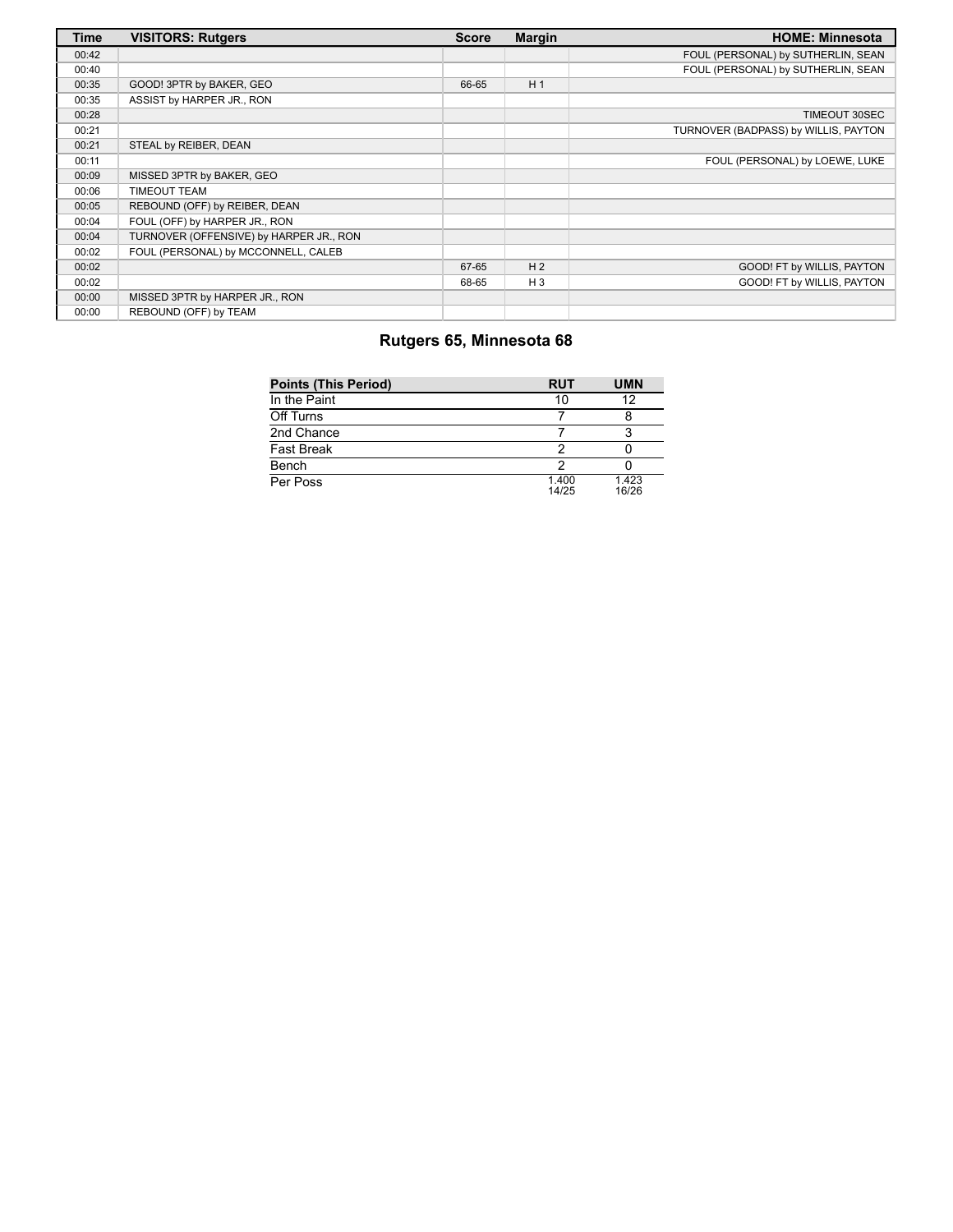| Time | VISITORS: Rutgers | Score | Margin | HOME: Minnesota |
| --- | --- | --- | --- | --- |
| 00:42 | | | | FOUL (PERSONAL) by SUTHERLIN, SEAN |
| 00:40 | | | | FOUL (PERSONAL) by SUTHERLIN, SEAN |
| 00:35 | GOOD! 3PTR by BAKER, GEO | 66-65 | H 1 | |
| 00:35 | ASSIST by HARPER JR., RON | | | |
| 00:28 | | | | TIMEOUT 30SEC |
| 00:21 | | | | TURNOVER (BADPASS) by WILLIS, PAYTON |
| 00:21 | STEAL by REIBER, DEAN | | | |
| 00:11 | | | | FOUL (PERSONAL) by LOEWE, LUKE |
| 00:09 | MISSED 3PTR by BAKER, GEO | | | |
| 00:06 | TIMEOUT TEAM | | | |
| 00:05 | REBOUND (OFF) by REIBER, DEAN | | | |
| 00:04 | FOUL (OFF) by HARPER JR., RON | | | |
| 00:04 | TURNOVER (OFFENSIVE) by HARPER JR., RON | | | |
| 00:02 | FOUL (PERSONAL) by MCCONNELL, CALEB | | | |
| 00:02 | | 67-65 | H 2 | GOOD! FT by WILLIS, PAYTON |
| 00:02 | | 68-65 | H 3 | GOOD! FT by WILLIS, PAYTON |
| 00:00 | MISSED 3PTR by HARPER JR., RON | | | |
| 00:00 | REBOUND (OFF) by TEAM | | | |

## Rutgers 65, Minnesota 68

| Points (This Period) | RUT | UMN |
| --- | --- | --- |
| In the Paint | 10 | 12 |
| Off Turns | 7 | 8 |
| 2nd Chance | 7 | 3 |
| Fast Break | 2 | 0 |
| Bench | 2 | 0 |
| Per Poss | 1.400 14/25 | 1.423 16/26 |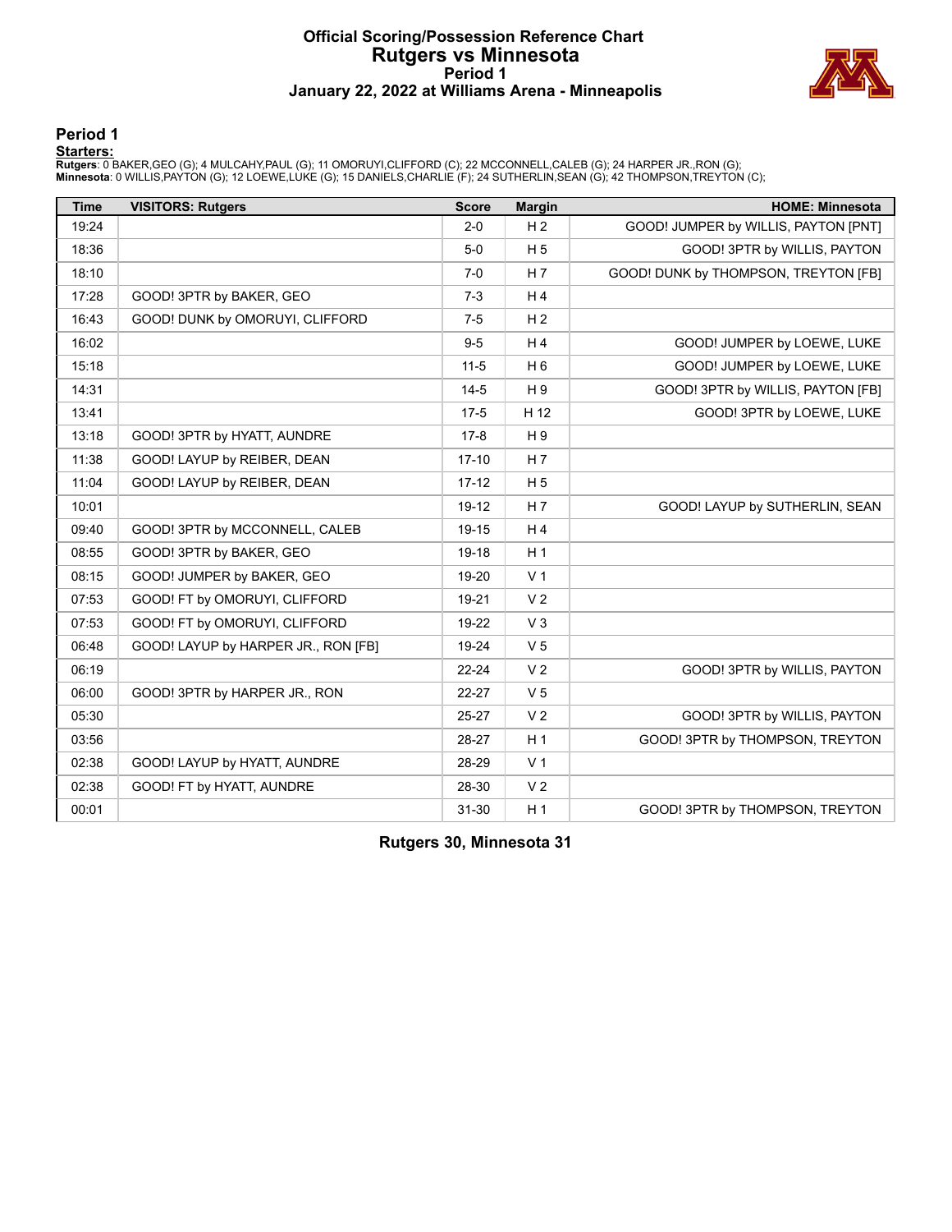# Official Scoring/Possession Reference Chart
# Rutgers vs Minnesota
## Period 1
## January 22, 2022 at Williams Arena - Minneapolis

### Period 1

**Starters:**

**Rutgers**: 0 BAKER,GEO (G); 4 MULCAHY,PAUL (G); 11 OMORUYI,CLIFFORD (C); 22 MCCONNELL,CALEB (G); 24 HARPER JR.,RON (G);
**Minnesota**: 0 WILLIS,PAYTON (G); 12 LOEWE,LUKE (G); 15 DANIELS,CHARLIE (F); 24 SUTHERLIN,SEAN (G); 42 THOMPSON,TREYTON (C);

| Time | VISITORS: Rutgers | Score | Margin | HOME: Minnesota |
|---|---|---|---|---|
| 19:24 | | 2-0 | H 2 | GOOD! JUMPER by WILLIS, PAYTON [PNT] |
| 18:36 | | 5-0 | H 5 | GOOD! 3PTR by WILLIS, PAYTON |
| 18:10 | | 7-0 | H 7 | GOOD! DUNK by THOMPSON, TREYTON [FB] |
| 17:28 | GOOD! 3PTR by BAKER, GEO | 7-3 | H 4 | |
| 16:43 | GOOD! DUNK by OMORUYI, CLIFFORD | 7-5 | H 2 | |
| 16:02 | | 9-5 | H 4 | GOOD! JUMPER by LOEWE, LUKE |
| 15:18 | | 11-5 | H 6 | GOOD! JUMPER by LOEWE, LUKE |
| 14:31 | | 14-5 | H 9 | GOOD! 3PTR by WILLIS, PAYTON [FB] |
| 13:41 | | 17-5 | H 12 | GOOD! 3PTR by LOEWE, LUKE |
| 13:18 | GOOD! 3PTR by HYATT, AUNDRE | 17-8 | H 9 | |
| 11:38 | GOOD! LAYUP by REIBER, DEAN | 17-10 | H 7 | |
| 11:04 | GOOD! LAYUP by REIBER, DEAN | 17-12 | H 5 | |
| 10:01 | | 19-12 | H 7 | GOOD! LAYUP by SUTHERLIN, SEAN |
| 09:40 | GOOD! 3PTR by MCCONNELL, CALEB | 19-15 | H 4 | |
| 08:55 | GOOD! 3PTR by BAKER, GEO | 19-18 | H 1 | |
| 08:15 | GOOD! JUMPER by BAKER, GEO | 19-20 | V 1 | |
| 07:53 | GOOD! FT by OMORUYI, CLIFFORD | 19-21 | V 2 | |
| 07:53 | GOOD! FT by OMORUYI, CLIFFORD | 19-22 | V 3 | |
| 06:48 | GOOD! LAYUP by HARPER JR., RON [FB] | 19-24 | V 5 | |
| 06:19 | | 22-24 | V 2 | GOOD! 3PTR by WILLIS, PAYTON |
| 06:00 | GOOD! 3PTR by HARPER JR., RON | 22-27 | V 5 | |
| 05:30 | | 25-27 | V 2 | GOOD! 3PTR by WILLIS, PAYTON |
| 03:56 | | 28-27 | H 1 | GOOD! 3PTR by THOMPSON, TREYTON |
| 02:38 | GOOD! LAYUP by HYATT, AUNDRE | 28-29 | V 1 | |
| 02:38 | GOOD! FT by HYATT, AUNDRE | 28-30 | V 2 | |
| 00:01 | | 31-30 | H 1 | GOOD! 3PTR by THOMPSON, TREYTON |

**Rutgers 30, Minnesota 31**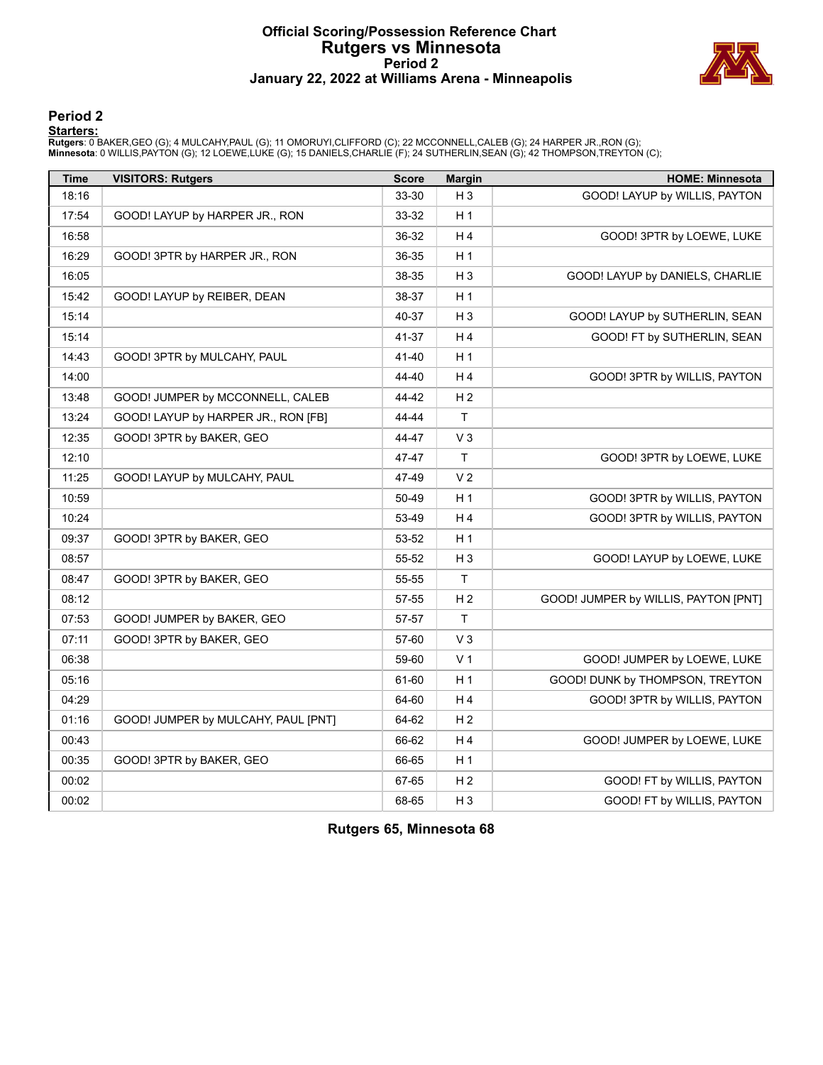# Official Scoring/Possession Reference Chart
## Rutgers vs Minnesota
### Period 2
### January 22, 2022 at Williams Arena - Minneapolis

## Period 2

**Starters:**

**Rutgers**: 0 BAKER,GEO (G); 4 MULCAHY,PAUL (G); 11 OMORUYI,CLIFFORD (C); 22 MCCONNELL,CALEB (G); 24 HARPER JR.,RON (G);
**Minnesota**: 0 WILLIS,PAYTON (G); 12 LOEWE,LUKE (G); 15 DANIELS,CHARLIE (F); 24 SUTHERLIN,SEAN (G); 42 THOMPSON,TREYTON (C);

| Time | VISITORS: Rutgers | Score | Margin | HOME: Minnesota |
|---|---|---|---|---|
| 18:16 | | 33-30 | H 3 | GOOD! LAYUP by WILLIS, PAYTON |
| 17:54 | GOOD! LAYUP by HARPER JR., RON | 33-32 | H 1 | |
| 16:58 | | 36-32 | H 4 | GOOD! 3PTR by LOEWE, LUKE |
| 16:29 | GOOD! 3PTR by HARPER JR., RON | 36-35 | H 1 | |
| 16:05 | | 38-35 | H 3 | GOOD! LAYUP by DANIELS, CHARLIE |
| 15:42 | GOOD! LAYUP by REIBER, DEAN | 38-37 | H 1 | |
| 15:14 | | 40-37 | H 3 | GOOD! LAYUP by SUTHERLIN, SEAN |
| 15:14 | | 41-37 | H 4 | GOOD! FT by SUTHERLIN, SEAN |
| 14:43 | GOOD! 3PTR by MULCAHY, PAUL | 41-40 | H 1 | |
| 14:00 | | 44-40 | H 4 | GOOD! 3PTR by WILLIS, PAYTON |
| 13:48 | GOOD! JUMPER by MCCONNELL, CALEB | 44-42 | H 2 | |
| 13:24 | GOOD! LAYUP by HARPER JR., RON [FB] | 44-44 | T | |
| 12:35 | GOOD! 3PTR by BAKER, GEO | 44-47 | V 3 | |
| 12:10 | | 47-47 | T | GOOD! 3PTR by LOEWE, LUKE |
| 11:25 | GOOD! LAYUP by MULCAHY, PAUL | 47-49 | V 2 | |
| 10:59 | | 50-49 | H 1 | GOOD! 3PTR by WILLIS, PAYTON |
| 10:24 | | 53-49 | H 4 | GOOD! 3PTR by WILLIS, PAYTON |
| 09:37 | GOOD! 3PTR by BAKER, GEO | 53-52 | H 1 | |
| 08:57 | | 55-52 | H 3 | GOOD! LAYUP by LOEWE, LUKE |
| 08:47 | GOOD! 3PTR by BAKER, GEO | 55-55 | T | |
| 08:12 | | 57-55 | H 2 | GOOD! JUMPER by WILLIS, PAYTON [PNT] |
| 07:53 | GOOD! JUMPER by BAKER, GEO | 57-57 | T | |
| 07:11 | GOOD! 3PTR by BAKER, GEO | 57-60 | V 3 | |
| 06:38 | | 59-60 | V 1 | GOOD! JUMPER by LOEWE, LUKE |
| 05:16 | | 61-60 | H 1 | GOOD! DUNK by THOMPSON, TREYTON |
| 04:29 | | 64-60 | H 4 | GOOD! 3PTR by WILLIS, PAYTON |
| 01:16 | GOOD! JUMPER by MULCAHY, PAUL [PNT] | 64-62 | H 2 | |
| 00:43 | | 66-62 | H 4 | GOOD! JUMPER by LOEWE, LUKE |
| 00:35 | GOOD! 3PTR by BAKER, GEO | 66-65 | H 1 | |
| 00:02 | | 67-65 | H 2 | GOOD! FT by WILLIS, PAYTON |
| 00:02 | | 68-65 | H 3 | GOOD! FT by WILLIS, PAYTON |

**Rutgers 65, Minnesota 68**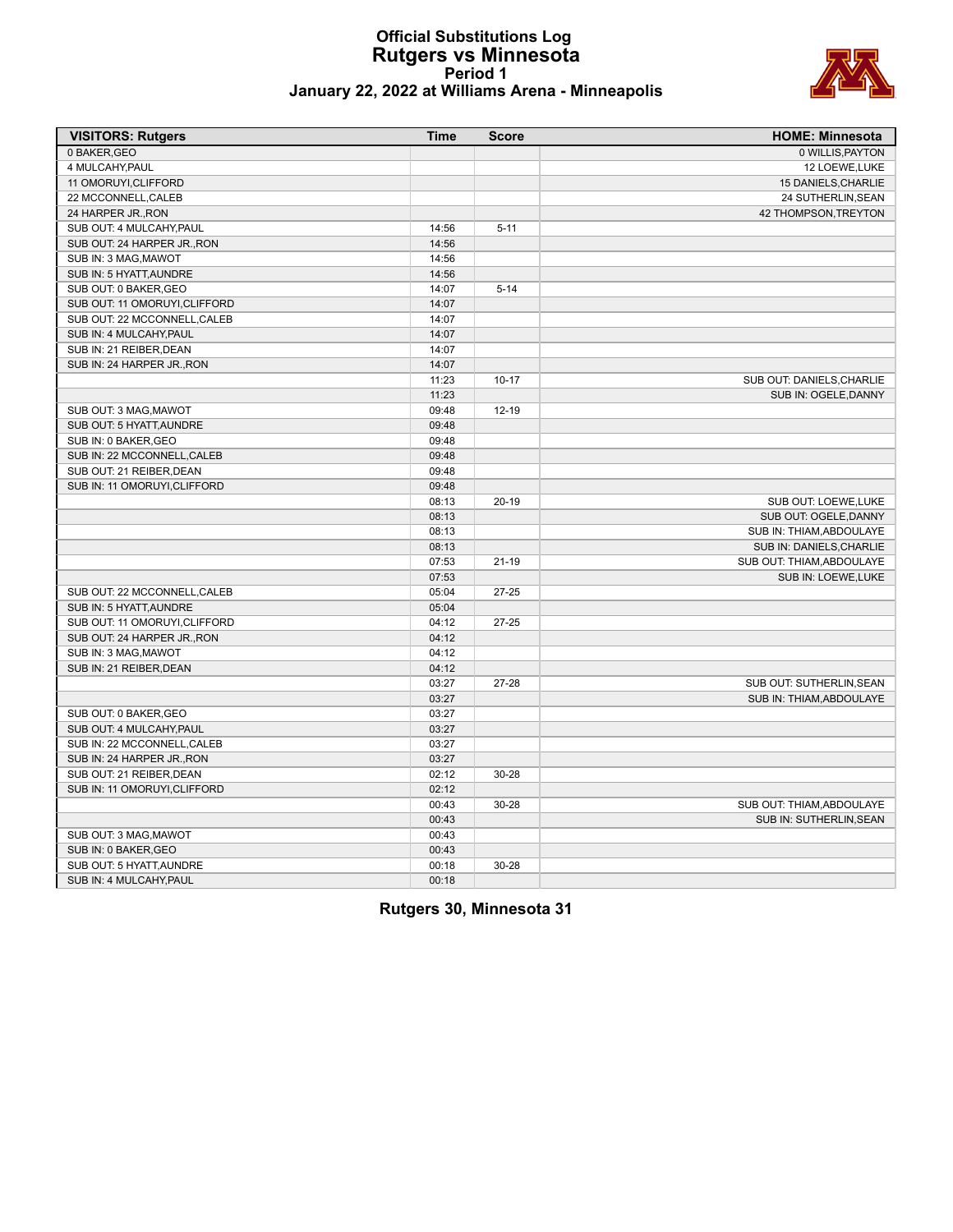# Official Substitutions Log
## Rutgers vs Minnesota
### Period 1
### January 22, 2022 at Williams Arena - Minneapolis

| VISITORS: Rutgers | Time | Score | HOME: Minnesota |
|---|---|---|---|
| 0 BAKER,GEO | | | 0 WILLIS,PAYTON |
| 4 MULCAHY,PAUL | | | 12 LOEWE,LUKE |
| 11 OMORUYI,CLIFFORD | | | 15 DANIELS,CHARLIE |
| 22 MCCONNELL,CALEB | | | 24 SUTHERLIN,SEAN |
| 24 HARPER JR.,RON | | | 42 THOMPSON,TREYTON |
| SUB OUT: 4 MULCAHY,PAUL | 14:56 | 5-11 | |
| SUB OUT: 24 HARPER JR.,RON | 14:56 | | |
| SUB IN: 3 MAG,MAWOT | 14:56 | | |
| SUB IN: 5 HYATT,AUNDRE | 14:56 | | |
| SUB OUT: 0 BAKER,GEO | 14:07 | 5-14 | |
| SUB OUT: 11 OMORUYI,CLIFFORD | 14:07 | | |
| SUB OUT: 22 MCCONNELL,CALEB | 14:07 | | |
| SUB IN: 4 MULCAHY,PAUL | 14:07 | | |
| SUB IN: 21 REIBER,DEAN | 14:07 | | |
| SUB IN: 24 HARPER JR.,RON | 14:07 | | |
| | 11:23 | 10-17 | SUB OUT: DANIELS,CHARLIE |
| | 11:23 | | SUB IN: OGELE,DANNY |
| SUB OUT: 3 MAG,MAWOT | 09:48 | 12-19 | |
| SUB OUT: 5 HYATT,AUNDRE | 09:48 | | |
| SUB IN: 0 BAKER,GEO | 09:48 | | |
| SUB IN: 22 MCCONNELL,CALEB | 09:48 | | |
| SUB OUT: 21 REIBER,DEAN | 09:48 | | |
| SUB IN: 11 OMORUYI,CLIFFORD | 09:48 | | |
| | 08:13 | 20-19 | SUB OUT: LOEWE,LUKE |
| | 08:13 | | SUB OUT: OGELE,DANNY |
| | 08:13 | | SUB IN: THIAM,ABDOULAYE |
| | 08:13 | | SUB IN: DANIELS,CHARLIE |
| | 07:53 | 21-19 | SUB OUT: THIAM,ABDOULAYE |
| | 07:53 | | SUB IN: LOEWE,LUKE |
| SUB OUT: 22 MCCONNELL,CALEB | 05:04 | 27-25 | |
| SUB IN: 5 HYATT,AUNDRE | 05:04 | | |
| SUB OUT: 11 OMORUYI,CLIFFORD | 04:12 | 27-25 | |
| SUB OUT: 24 HARPER JR.,RON | 04:12 | | |
| SUB IN: 3 MAG,MAWOT | 04:12 | | |
| SUB IN: 21 REIBER,DEAN | 04:12 | | |
| | 03:27 | 27-28 | SUB OUT: SUTHERLIN,SEAN |
| | 03:27 | | SUB IN: THIAM,ABDOULAYE |
| SUB OUT: 0 BAKER,GEO | 03:27 | | |
| SUB OUT: 4 MULCAHY,PAUL | 03:27 | | |
| SUB IN: 22 MCCONNELL,CALEB | 03:27 | | |
| SUB IN: 24 HARPER JR.,RON | 03:27 | | |
| SUB OUT: 21 REIBER,DEAN | 02:12 | 30-28 | |
| SUB IN: 11 OMORUYI,CLIFFORD | 02:12 | | |
| | 00:43 | 30-28 | SUB OUT: THIAM,ABDOULAYE |
| | 00:43 | | SUB IN: SUTHERLIN,SEAN |
| SUB OUT: 3 MAG,MAWOT | 00:43 | | |
| SUB IN: 0 BAKER,GEO | 00:43 | | |
| SUB OUT: 5 HYATT,AUNDRE | 00:18 | 30-28 | |
| SUB IN: 4 MULCAHY,PAUL | 00:18 | | |

**Rutgers 30, Minnesota 31**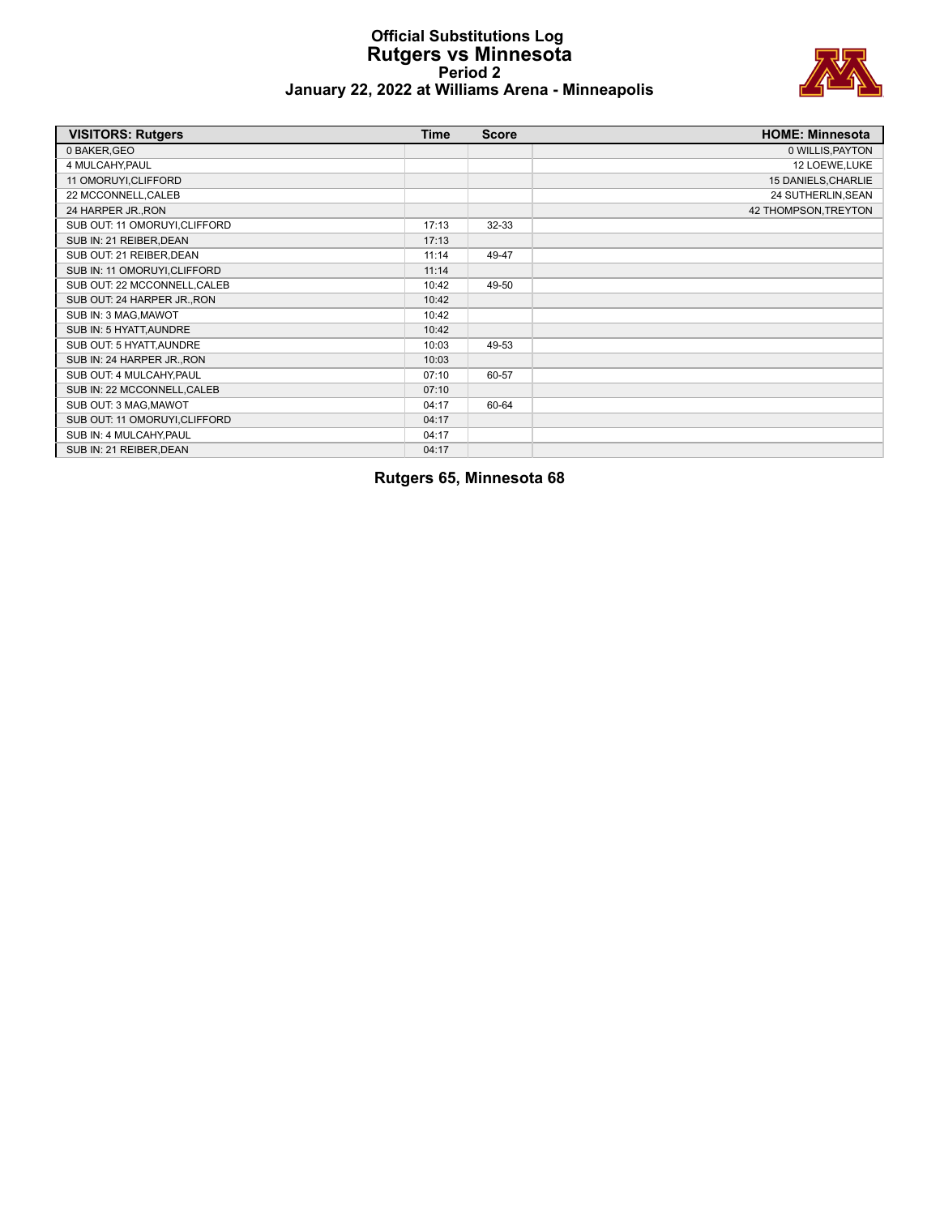# Official Substitutions Log
## Rutgers vs Minnesota
### Period 2
### January 22, 2022 at Williams Arena - Minneapolis

| VISITORS: Rutgers | Time | Score | HOME: Minnesota |
|---|---|---|---|
| 0 BAKER,GEO | | | 0 WILLIS,PAYTON |
| 4 MULCAHY,PAUL | | | 12 LOEWE,LUKE |
| 11 OMORUYI,CLIFFORD | | | 15 DANIELS,CHARLIE |
| 22 MCCONNELL,CALEB | | | 24 SUTHERLIN,SEAN |
| 24 HARPER JR.,RON | | | 42 THOMPSON,TREYTON |
| SUB OUT: 11 OMORUYI,CLIFFORD | 17:13 | 32-33 | |
| SUB IN: 21 REIBER,DEAN | 17:13 | | |
| SUB OUT: 21 REIBER,DEAN | 11:14 | 49-47 | |
| SUB IN: 11 OMORUYI,CLIFFORD | 11:14 | | |
| SUB OUT: 22 MCCONNELL,CALEB | 10:42 | 49-50 | |
| SUB OUT: 24 HARPER JR.,RON | 10:42 | | |
| SUB IN: 3 MAG,MAWOT | 10:42 | | |
| SUB IN: 5 HYATT,AUNDRE | 10:42 | | |
| SUB OUT: 5 HYATT,AUNDRE | 10:03 | 49-53 | |
| SUB IN: 24 HARPER JR.,RON | 10:03 | | |
| SUB OUT: 4 MULCAHY,PAUL | 07:10 | 60-57 | |
| SUB IN: 22 MCCONNELL,CALEB | 07:10 | | |
| SUB OUT: 3 MAG,MAWOT | 04:17 | 60-64 | |
| SUB OUT: 11 OMORUYI,CLIFFORD | 04:17 | | |
| SUB IN: 4 MULCAHY,PAUL | 04:17 | | |
| SUB IN: 21 REIBER,DEAN | 04:17 | | |

**Rutgers 65, Minnesota 68**